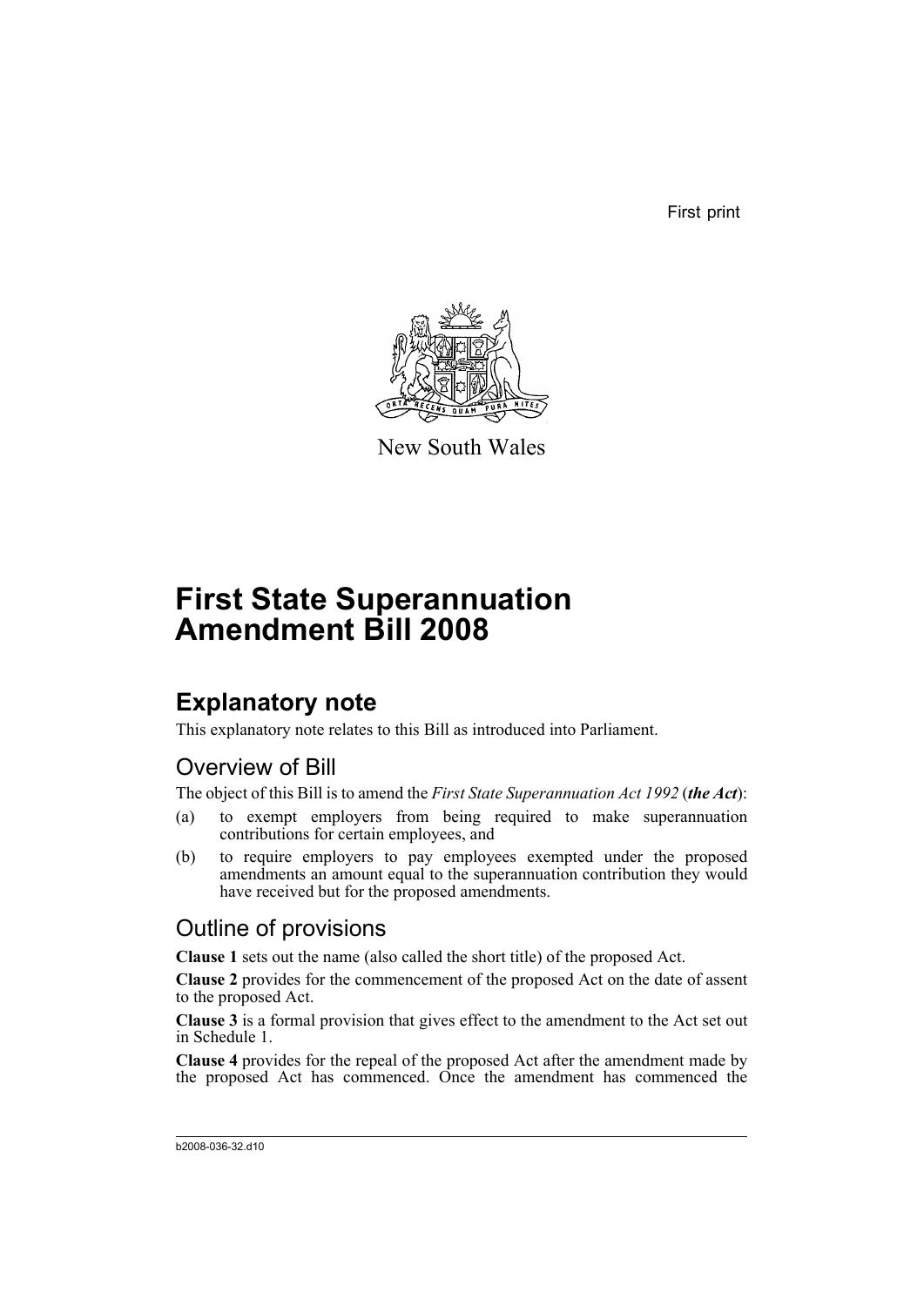First print

New South Wales

# First State Superannuation Amendment Bill 2008

## Explanatory note

This explanatory note relates to this Bill as introduced into Parliament.

### Overview of Bill

The object of this Bill is to amend the *First State Superannuation Act 1992* (***the Act***):

(a) to exempt employers from being required to make superannuation contributions for certain employees, and

(b) to require employers to pay employees exempted under the proposed amendments an amount equal to the superannuation contribution they would have received but for the proposed amendments.

### Outline of provisions

**Clause 1** sets out the name (also called the short title) of the proposed Act.

**Clause 2** provides for the commencement of the proposed Act on the date of assent to the proposed Act.

**Clause 3** is a formal provision that gives effect to the amendment to the Act set out in Schedule 1.

**Clause 4** provides for the repeal of the proposed Act after the amendment made by the proposed Act has commenced. Once the amendment has commenced the

b2008-036-32.d10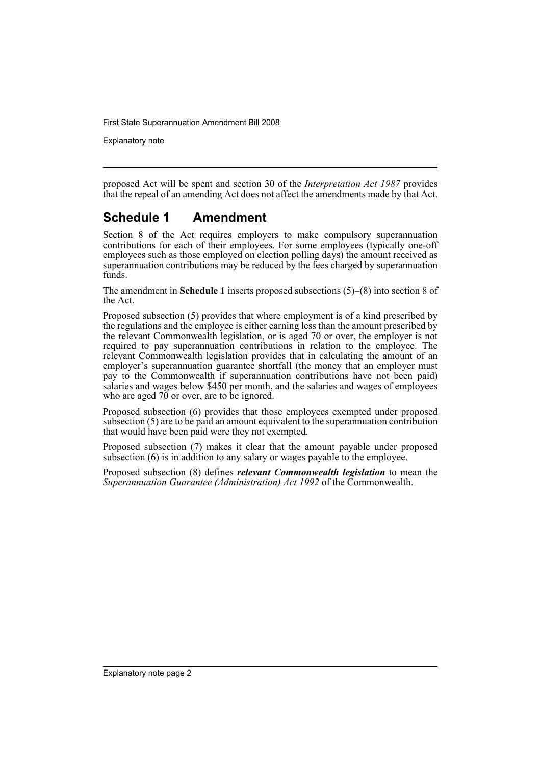proposed Act will be spent and section 30 of the *Interpretation Act 1987* provides that the repeal of an amending Act does not affect the amendments made by that Act.

## Schedule 1 Amendment

Section 8 of the Act requires employers to make compulsory superannuation contributions for each of their employees. For some employees (typically one-off employees such as those employed on election polling days) the amount received as superannuation contributions may be reduced by the fees charged by superannuation funds.

The amendment in **Schedule 1** inserts proposed subsections (5)–(8) into section 8 of the Act.

Proposed subsection (5) provides that where employment is of a kind prescribed by the regulations and the employee is either earning less than the amount prescribed by the relevant Commonwealth legislation, or is aged 70 or over, the employer is not required to pay superannuation contributions in relation to the employee. The relevant Commonwealth legislation provides that in calculating the amount of an employer's superannuation guarantee shortfall (the money that an employer must pay to the Commonwealth if superannuation contributions have not been paid) salaries and wages below $450 per month, and the salaries and wages of employees who are aged 70 or over, are to be ignored.

Proposed subsection (6) provides that those employees exempted under proposed subsection (5) are to be paid an amount equivalent to the superannuation contribution that would have been paid were they not exempted.

Proposed subsection (7) makes it clear that the amount payable under proposed subsection (6) is in addition to any salary or wages payable to the employee.

Proposed subsection (8) defines ***relevant Commonwealth legislation*** to mean the *Superannuation Guarantee (Administration) Act 1992* of the Commonwealth.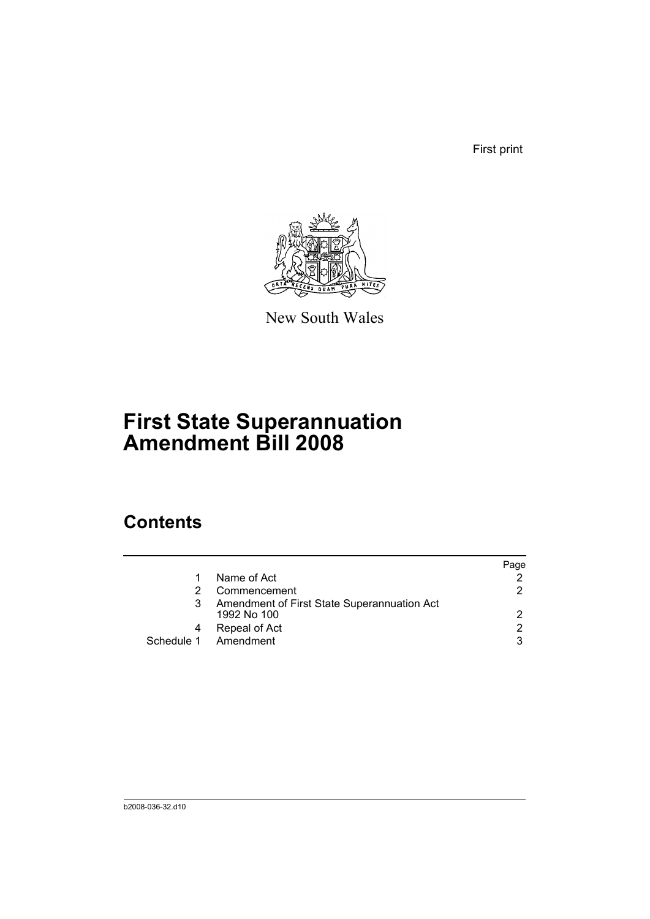First print

New South Wales

# First State Superannuation Amendment Bill 2008

## Contents

| | | Page |
|---|---|---|
| 1 | Name of Act | 2 |
| 2 | Commencement | 2 |
| 3 | Amendment of First State Superannuation Act 1992 No 100 | 2 |
| 4 | Repeal of Act | 2 |
| Schedule 1 | Amendment | 3 |

b2008-036-32.d10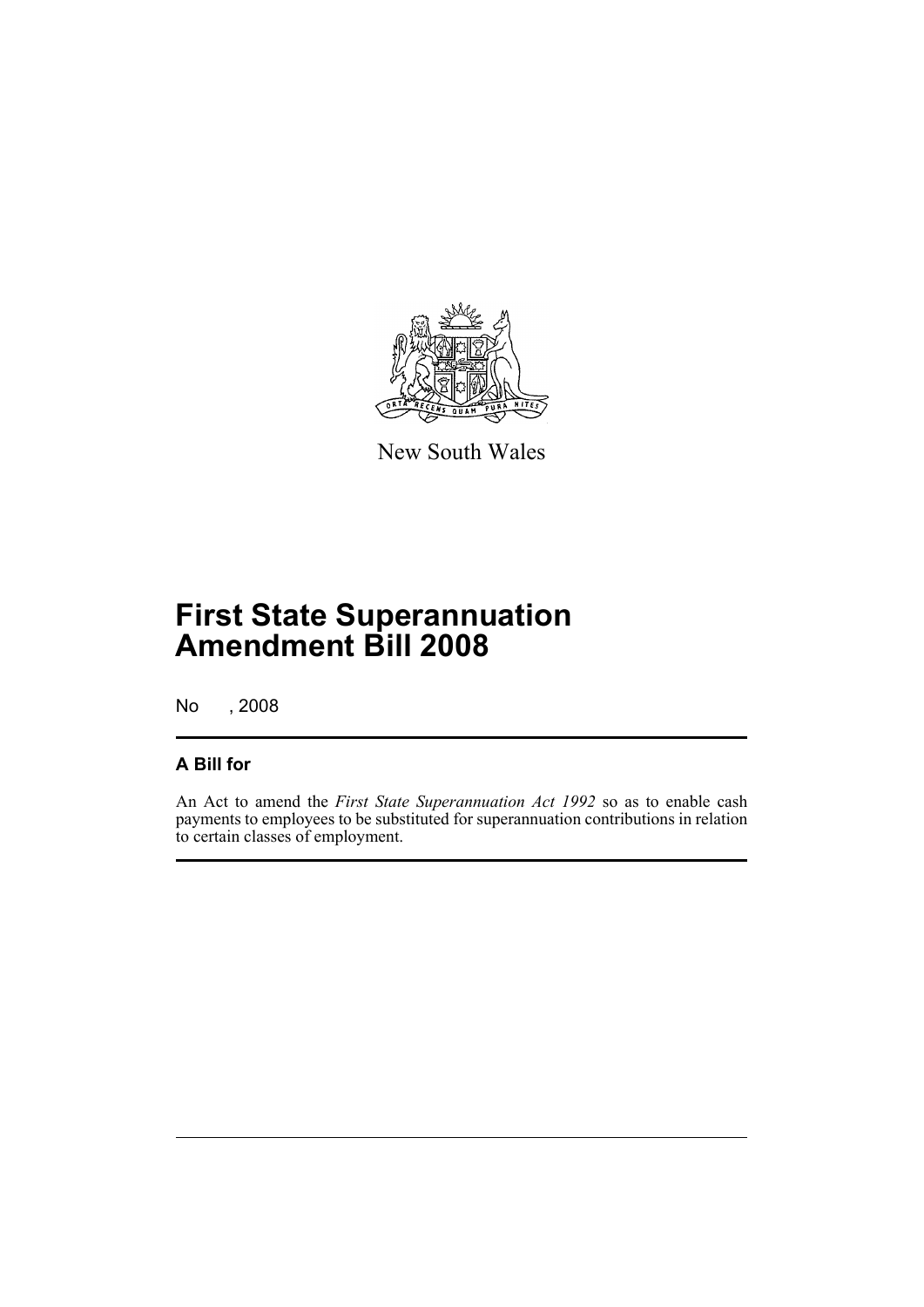New South Wales

# First State Superannuation Amendment Bill 2008

No , 2008

## A Bill for

An Act to amend the *First State Superannuation Act 1992* so as to enable cash payments to employees to be substituted for superannuation contributions in relation to certain classes of employment.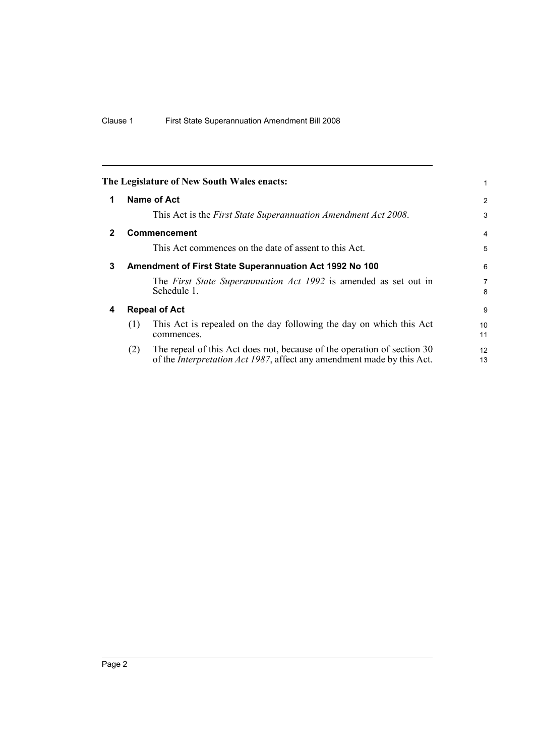The Legislature of New South Wales enacts:

## 1 Name of Act

This Act is the *First State Superannuation Amendment Act 2008*.

## 2 Commencement

This Act commences on the date of assent to this Act.

## 3 Amendment of First State Superannuation Act 1992 No 100

The *First State Superannuation Act 1992* is amended as set out in Schedule 1.

## 4 Repeal of Act

(1) This Act is repealed on the day following the day on which this Act commences.

(2) The repeal of this Act does not, because of the operation of section 30 of the *Interpretation Act 1987*, affect any amendment made by this Act.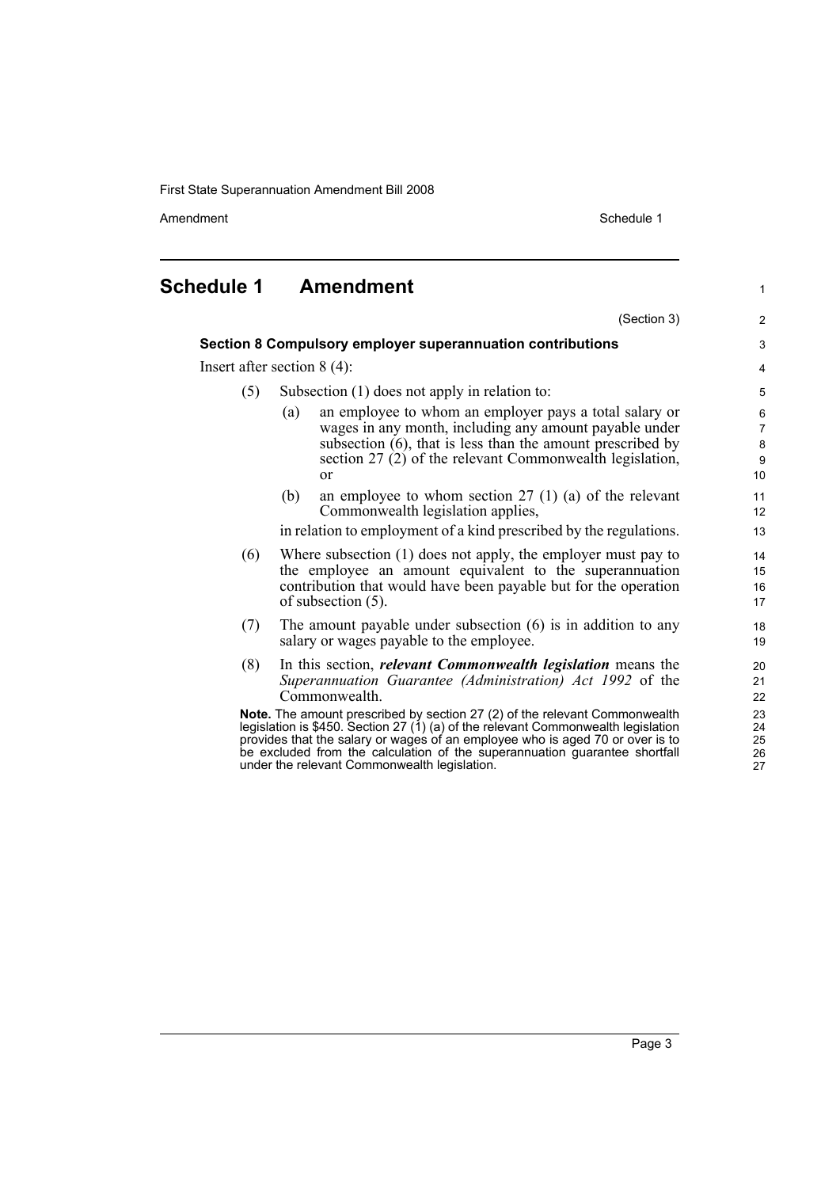## Schedule 1 Amendment

(Section 3)

### Section 8 Compulsory employer superannuation contributions

Insert after section 8 (4):

(5) Subsection (1) does not apply in relation to:

(a) an employee to whom an employer pays a total salary or wages in any month, including any amount payable under subsection (6), that is less than the amount prescribed by section 27 (2) of the relevant Commonwealth legislation, or

(b) an employee to whom section 27 (1) (a) of the relevant Commonwealth legislation applies,

in relation to employment of a kind prescribed by the regulations.

(6) Where subsection (1) does not apply, the employer must pay to the employee an amount equivalent to the superannuation contribution that would have been payable but for the operation of subsection (5).

(7) The amount payable under subsection (6) is in addition to any salary or wages payable to the employee.

(8) In this section, ***relevant Commonwealth legislation*** means the *Superannuation Guarantee (Administration) Act 1992* of the Commonwealth.

**Note.** The amount prescribed by section 27 (2) of the relevant Commonwealth legislation is $450. Section 27 (1) (a) of the relevant Commonwealth legislation provides that the salary or wages of an employee who is aged 70 or over is to be excluded from the calculation of the superannuation guarantee shortfall under the relevant Commonwealth legislation.